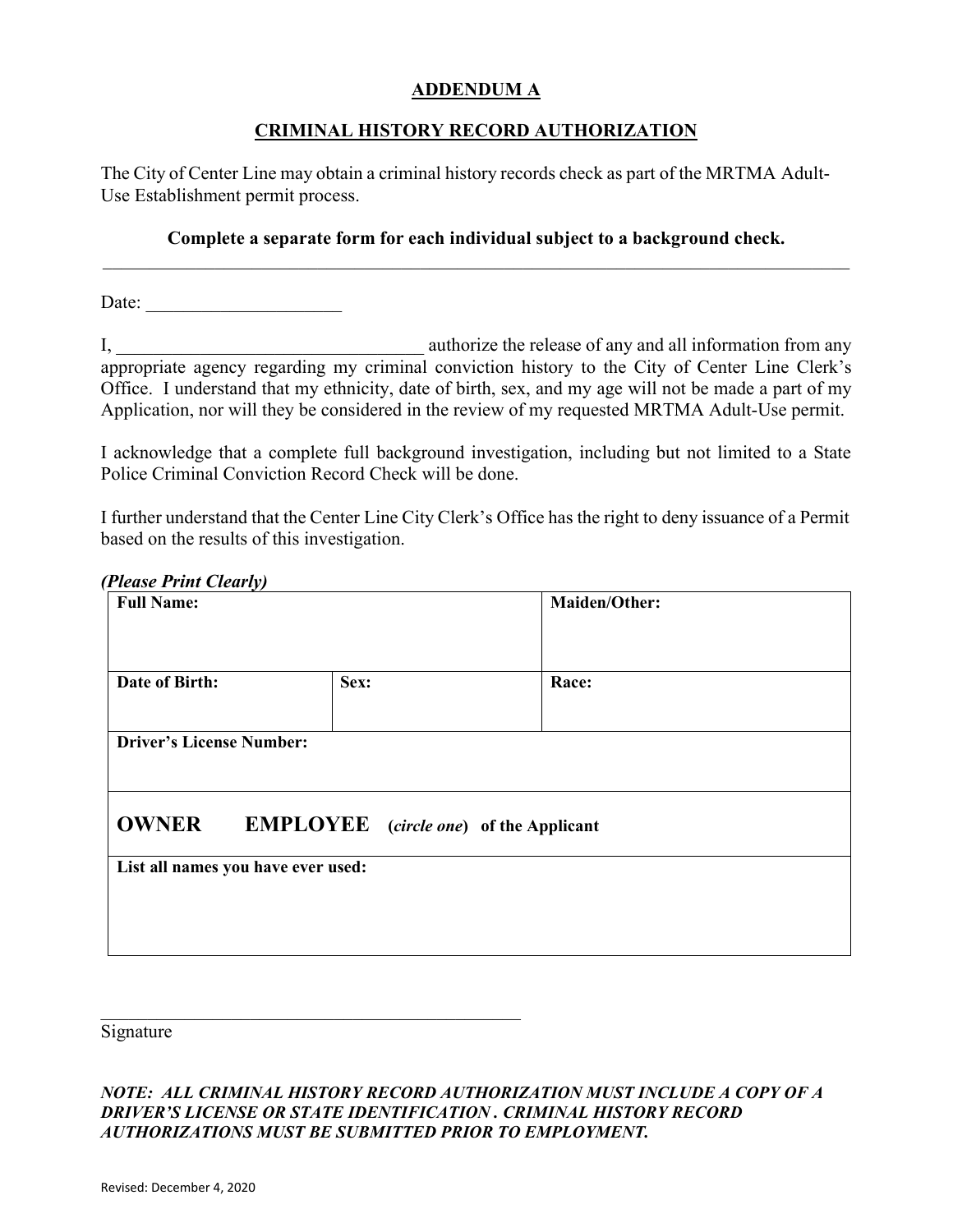## ADDENDUM A

## CRIMINAL HISTORY RECORD AUTHORIZATION

The City of Center Line may obtain a criminal history records check as part of the MRTMA Adult-Use Establishment permit process.

**Complete a separate form for each individual subject to a background check.**

---

Date: ____________________

I, ________________________________ authorize the release of any and all information from any appropriate agency regarding my criminal conviction history to the City of Center Line Clerk's Office. I understand that my ethnicity, date of birth, sex, and my age will not be made a part of my Application, nor will they be considered in the review of my requested MRTMA Adult-Use permit.

I acknowledge that a complete full background investigation, including but not limited to a State Police Criminal Conviction Record Check will be done.

I further understand that the Center Line City Clerk's Office has the right to deny issuance of a Permit based on the results of this investigation.

***(Please Print Clearly)***

| **Full Name:** | | **Maiden/Other:** |
|---|---|---|
| **Date of Birth:** | **Sex:** | **Race:** |
| **Driver's License Number:** | | |
| **OWNER EMPLOYEE** (*circle one*) **of the Applicant** | | |
| **List all names you have ever used:** | | |

______________________________________________
Signature

***NOTE: ALL CRIMINAL HISTORY RECORD AUTHORIZATION MUST INCLUDE A COPY OF A DRIVER'S LICENSE OR STATE IDENTIFICATION . CRIMINAL HISTORY RECORD AUTHORIZATIONS MUST BE SUBMITTED PRIOR TO EMPLOYMENT.***

Revised: December 4, 2020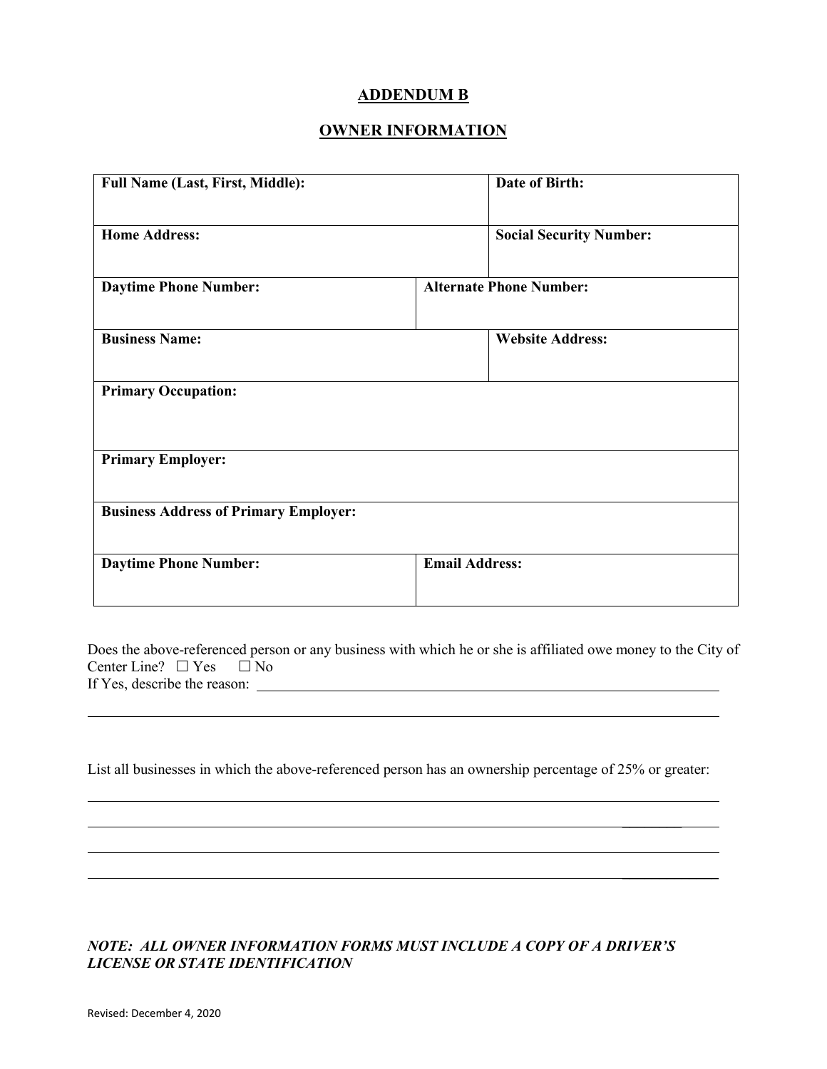# ADDENDUM B

## OWNER INFORMATION

| Full Name (Last, First, Middle): | | Date of Birth: |
|---|---|---|
| **Home Address:** | | **Social Security Number:** |
| **Daytime Phone Number:** | **Alternate Phone Number:** | |
| **Business Name:** | | **Website Address:** |
| **Primary Occupation:** | | |
| **Primary Employer:** | | |
| **Business Address of Primary Employer:** | | |
| **Daytime Phone Number:** | **Email Address:** | |

Does the above-referenced person or any business with which he or she is affiliated owe money to the City of Center Line? ☐ Yes ☐ No

If Yes, describe the reason: ______________________________________________________________

______________________________________________________________

List all businesses in which the above-referenced person has an ownership percentage of 25% or greater:

______________________________________________________________

______________________________________________________________

______________________________________________________________

______________________________________________________________

***NOTE: ALL OWNER INFORMATION FORMS MUST INCLUDE A COPY OF A DRIVER'S LICENSE OR STATE IDENTIFICATION***

Revised: December 4, 2020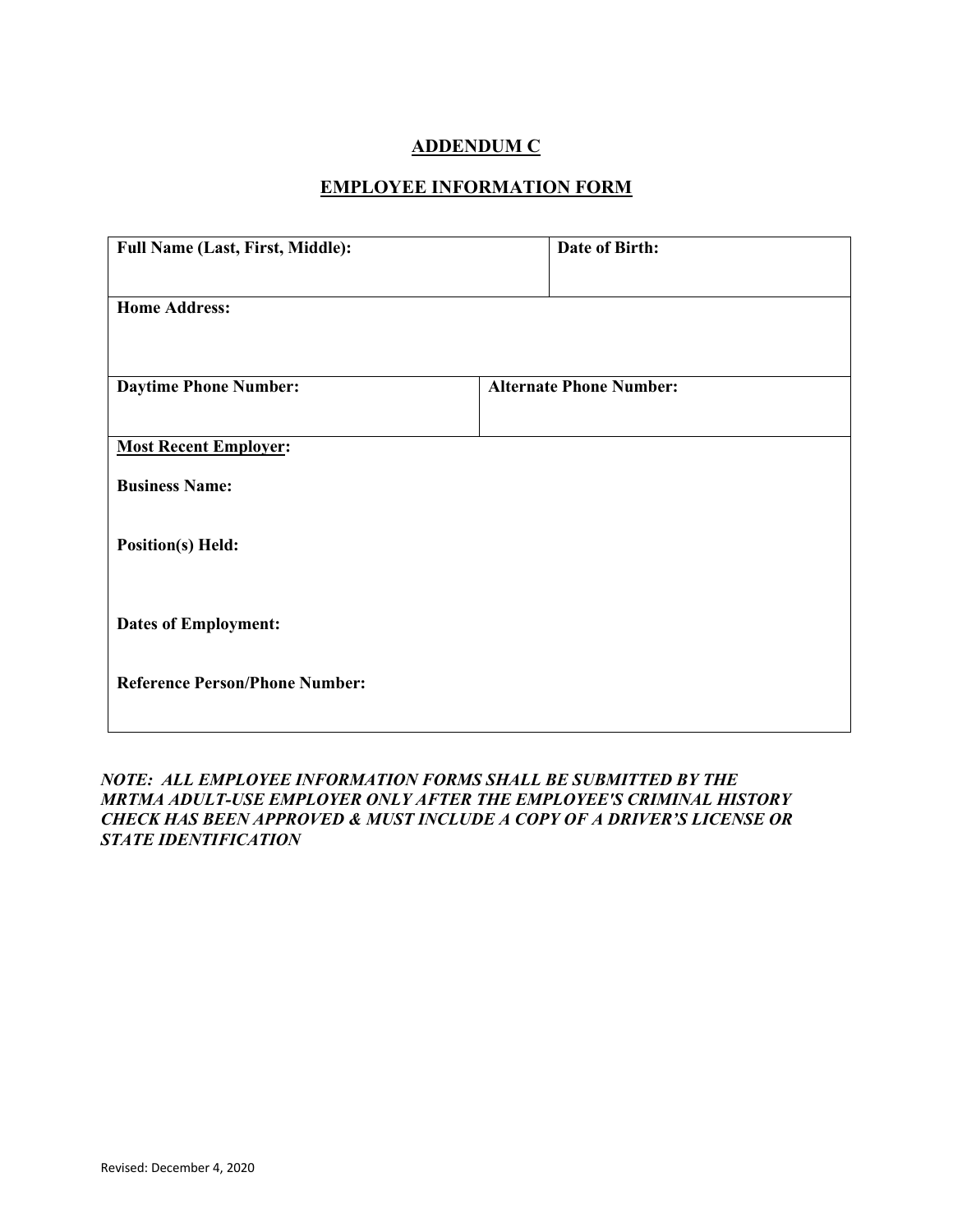## <u>ADDENDUM C</u>

## <u>EMPLOYEE INFORMATION FORM</u>

| | |
|---|---|
| **Full Name (Last, First, Middle):** | **Date of Birth:** |
| **Home Address:** | |
| **Daytime Phone Number:** | **Alternate Phone Number:** |
| **<u>Most Recent Employer</u>:**<br><br>**Business Name:**<br><br>**Position(s) Held:**<br><br>**Dates of Employment:**<br><br>**Reference Person/Phone Number:** | |

***NOTE: ALL EMPLOYEE INFORMATION FORMS SHALL BE SUBMITTED BY THE MRTMA ADULT-USE EMPLOYER ONLY AFTER THE EMPLOYEE'S CRIMINAL HISTORY CHECK HAS BEEN APPROVED & MUST INCLUDE A COPY OF A DRIVER'S LICENSE OR STATE IDENTIFICATION***

Revised: December 4, 2020